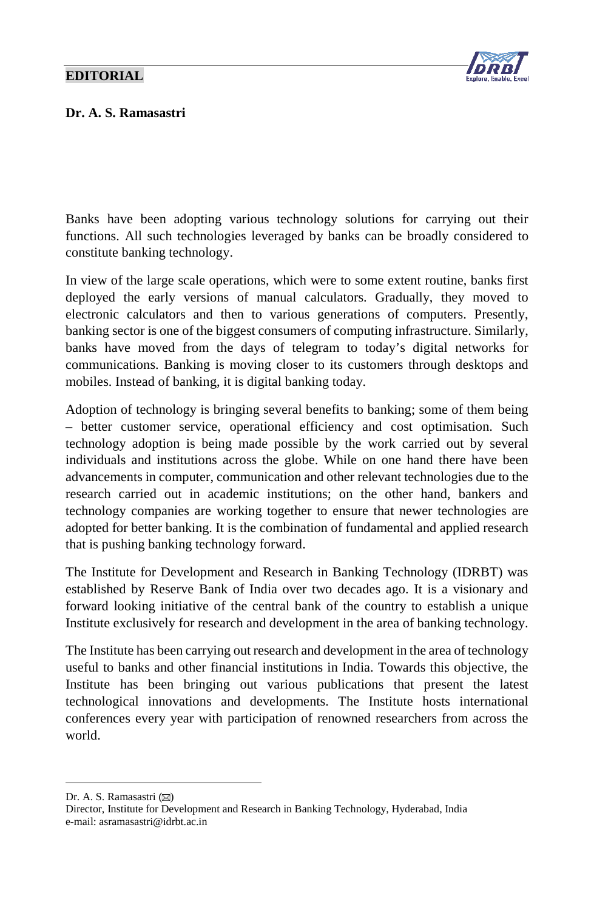**EDITORIAL**

**Dr. A. S. Ramasastri**

Banks have been adopting various technology solutions for carrying out their functions. All such technologies leveraged by banks can be broadly considered to constitute banking technology.

In view of the large scale operations, which were to some extent routine, banks first deployed the early versions of manual calculators. Gradually, they moved to electronic calculators and then to various generations of computers. Presently, banking sector is one of the biggest consumers of computing infrastructure. Similarly, banks have moved from the days of telegram to today's digital networks for communications. Banking is moving closer to its customers through desktops and mobiles. Instead of banking, it is digital banking today.

Adoption of technology is bringing several benefits to banking; some of them being – better customer service, operational efficiency and cost optimisation. Such technology adoption is being made possible by the work carried out by several individuals and institutions across the globe. While on one hand there have been advancements in computer, communication and other relevant technologies due to the research carried out in academic institutions; on the other hand, bankers and technology companies are working together to ensure that newer technologies are adopted for better banking. It is the combination of fundamental and applied research that is pushing banking technology forward.

The Institute for Development and Research in Banking Technology (IDRBT) was established by Reserve Bank of India over two decades ago. It is a visionary and forward looking initiative of the central bank of the country to establish a unique Institute exclusively for research and development in the area of banking technology.

The Institute has been carrying out research and development in the area of technology useful to banks and other financial institutions in India. Towards this objective, the Institute has been bringing out various publications that present the latest technological innovations and developments. The Institute hosts international conferences every year with participation of renowned researchers from across the world.

---

Dr. A. S. Ramasastri (✉)
Director, Institute for Development and Research in Banking Technology, Hyderabad, India
e-mail: asramasastri@idrbt.ac.in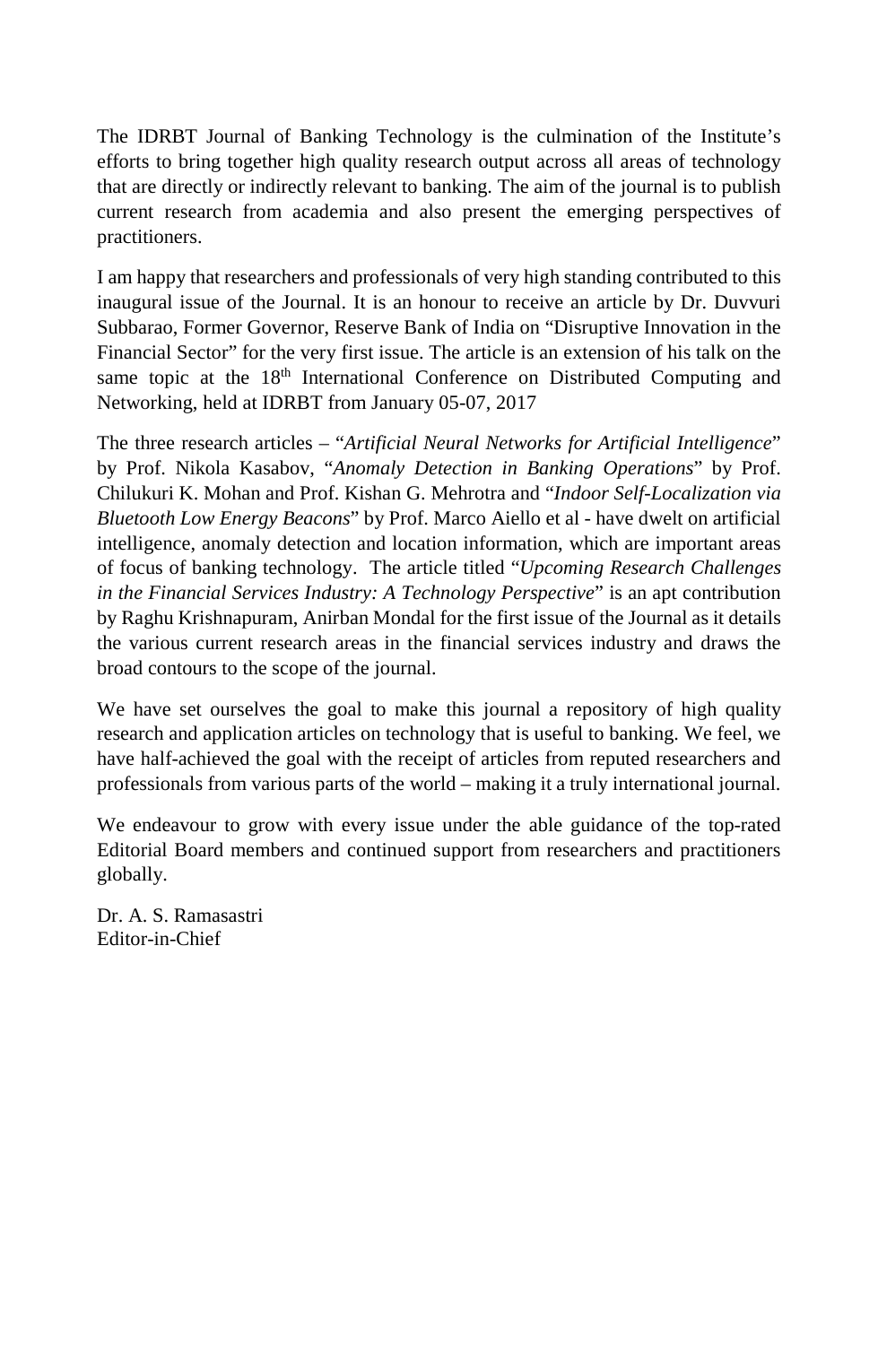The IDRBT Journal of Banking Technology is the culmination of the Institute's efforts to bring together high quality research output across all areas of technology that are directly or indirectly relevant to banking. The aim of the journal is to publish current research from academia and also present the emerging perspectives of practitioners.

I am happy that researchers and professionals of very high standing contributed to this inaugural issue of the Journal. It is an honour to receive an article by Dr. Duvvuri Subbarao, Former Governor, Reserve Bank of India on "Disruptive Innovation in the Financial Sector" for the very first issue. The article is an extension of his talk on the same topic at the 18th International Conference on Distributed Computing and Networking, held at IDRBT from January 05-07, 2017

The three research articles – "*Artificial Neural Networks for Artificial Intelligence*" by Prof. Nikola Kasabov, "*Anomaly Detection in Banking Operations*" by Prof. Chilukuri K. Mohan and Prof. Kishan G. Mehrotra and "*Indoor Self-Localization via Bluetooth Low Energy Beacons*" by Prof. Marco Aiello et al - have dwelt on artificial intelligence, anomaly detection and location information, which are important areas of focus of banking technology. The article titled "*Upcoming Research Challenges in the Financial Services Industry: A Technology Perspective*" is an apt contribution by Raghu Krishnapuram, Anirban Mondal for the first issue of the Journal as it details the various current research areas in the financial services industry and draws the broad contours to the scope of the journal.

We have set ourselves the goal to make this journal a repository of high quality research and application articles on technology that is useful to banking. We feel, we have half-achieved the goal with the receipt of articles from reputed researchers and professionals from various parts of the world – making it a truly international journal.

We endeavour to grow with every issue under the able guidance of the top-rated Editorial Board members and continued support from researchers and practitioners globally.

Dr. A. S. Ramasastri
Editor-in-Chief